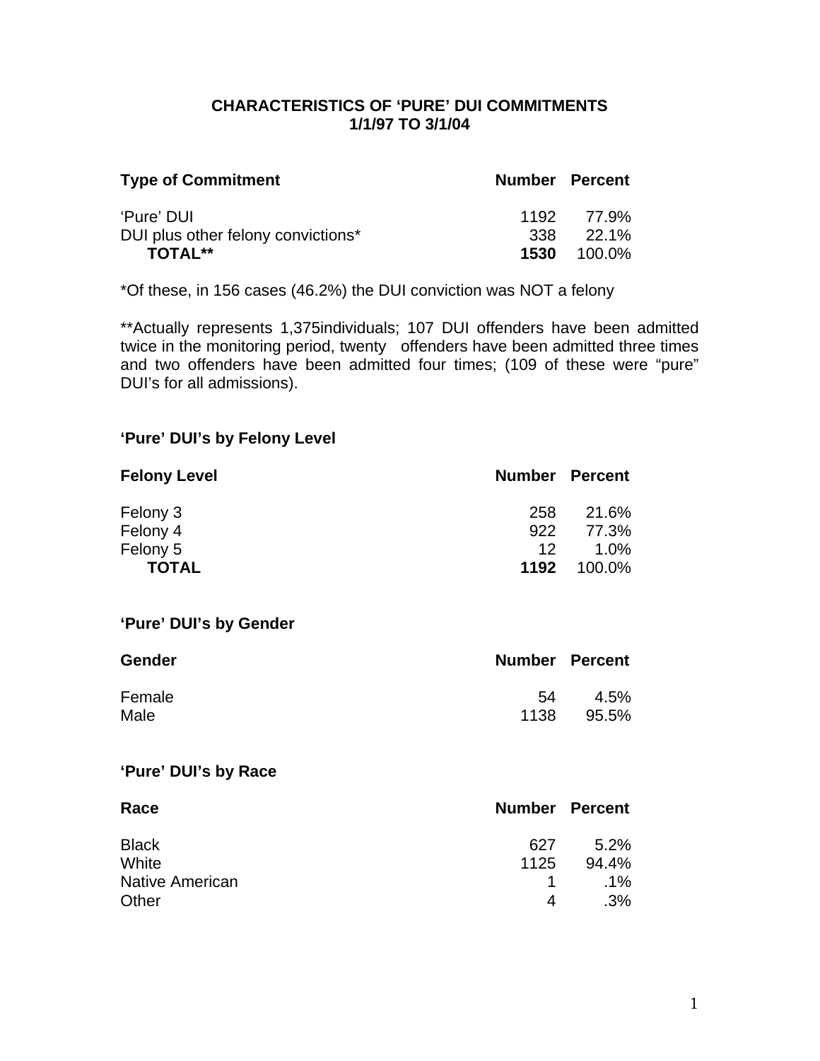# CHARACTERISTICS OF 'PURE' DUI COMMITMENTS
## 1/1/97 TO 3/1/04

| Type of Commitment | Number | Percent |
|---|---|---|
| 'Pure' DUI | 1192 | 77.9% |
| DUI plus other felony convictions* | 338 | 22.1% |
| **TOTAL**** | **1530** | 100.0% |

*Of these, in 156 cases (46.2%) the DUI conviction was NOT a felony

**Actually represents 1,375individuals; 107 DUI offenders have been admitted twice in the monitoring period, twenty offenders have been admitted three times and two offenders have been admitted four times; (109 of these were "pure" DUI's for all admissions).

### 'Pure' DUI's by Felony Level

| Felony Level | Number | Percent |
|---|---|---|
| Felony 3 | 258 | 21.6% |
| Felony 4 | 922 | 77.3% |
| Felony 5 | 12 | 1.0% |
| **TOTAL** | **1192** | 100.0% |

### 'Pure' DUI's by Gender

| Gender | Number | Percent |
|---|---|---|
| Female | 54 | 4.5% |
| Male | 1138 | 95.5% |

### 'Pure' DUI's by Race

| Race | Number | Percent |
|---|---|---|
| Black | 627 | 5.2% |
| White | 1125 | 94.4% |
| Native American | 1 | .1% |
| Other | 4 | .3% |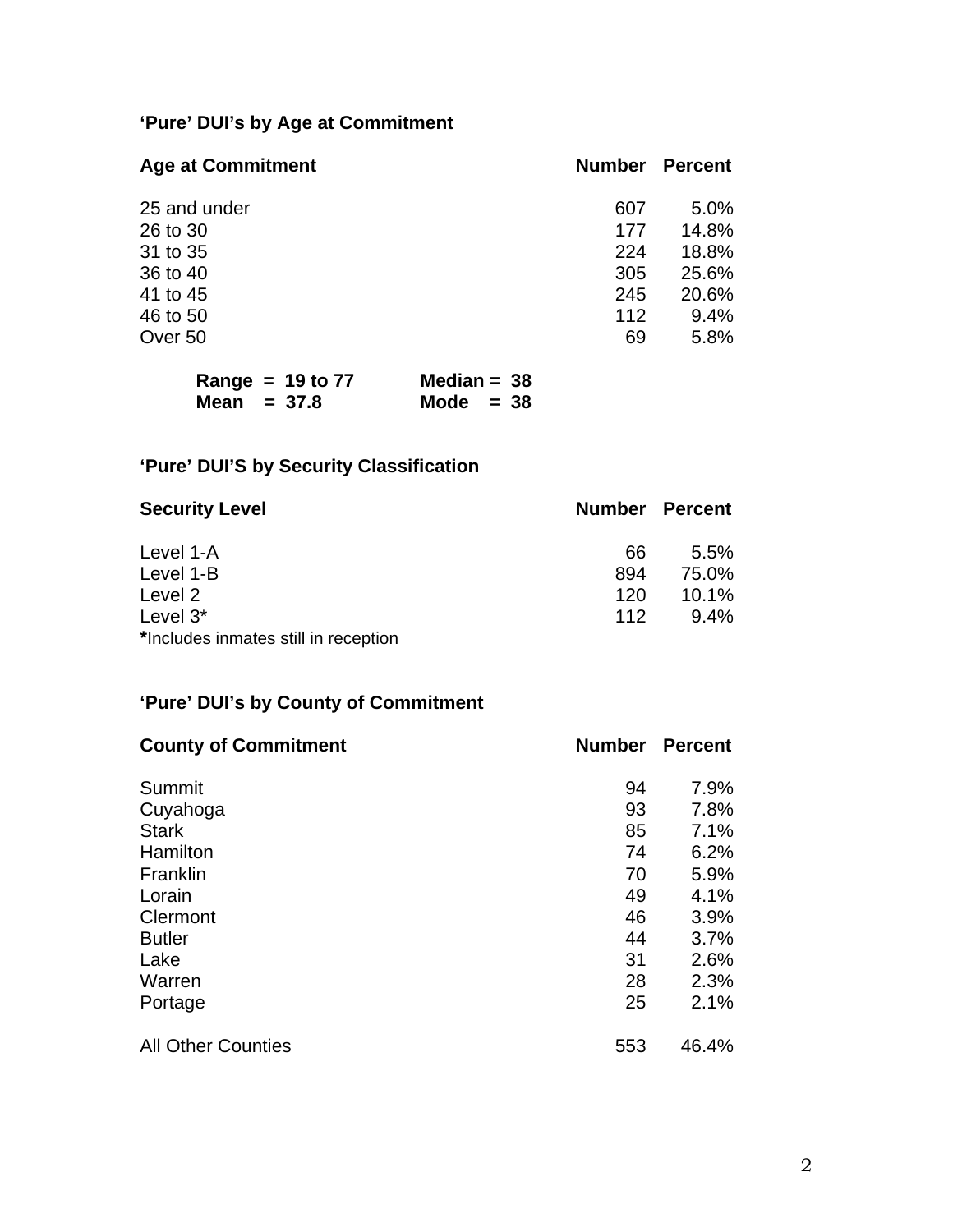### ‘Pure’ DUI’s by Age at Commitment

| Age at Commitment | Number | Percent |
|---|---|---|
| 25 and under | 607 | 5.0% |
| 26 to 30 | 177 | 14.8% |
| 31 to 35 | 224 | 18.8% |
| 36 to 40 | 305 | 25.6% |
| 41 to 45 | 245 | 20.6% |
| 46 to 50 | 112 | 9.4% |
| Over 50 | 69 | 5.8% |

**Range = 19 to 77** **Median = 38**
**Mean = 37.8** **Mode = 38**

### ‘Pure’ DUI’S by Security Classification

| Security Level | Number | Percent |
|---|---|---|
| Level 1-A | 66 | 5.5% |
| Level 1-B | 894 | 75.0% |
| Level 2 | 120 | 10.1% |
| Level 3* | 112 | 9.4% |

**\***Includes inmates still in reception

### ‘Pure’ DUI’s by County of Commitment

| County of Commitment | Number | Percent |
|---|---|---|
| Summit | 94 | 7.9% |
| Cuyahoga | 93 | 7.8% |
| Stark | 85 | 7.1% |
| Hamilton | 74 | 6.2% |
| Franklin | 70 | 5.9% |
| Lorain | 49 | 4.1% |
| Clermont | 46 | 3.9% |
| Butler | 44 | 3.7% |
| Lake | 31 | 2.6% |
| Warren | 28 | 2.3% |
| Portage | 25 | 2.1% |
| All Other Counties | 553 | 46.4% |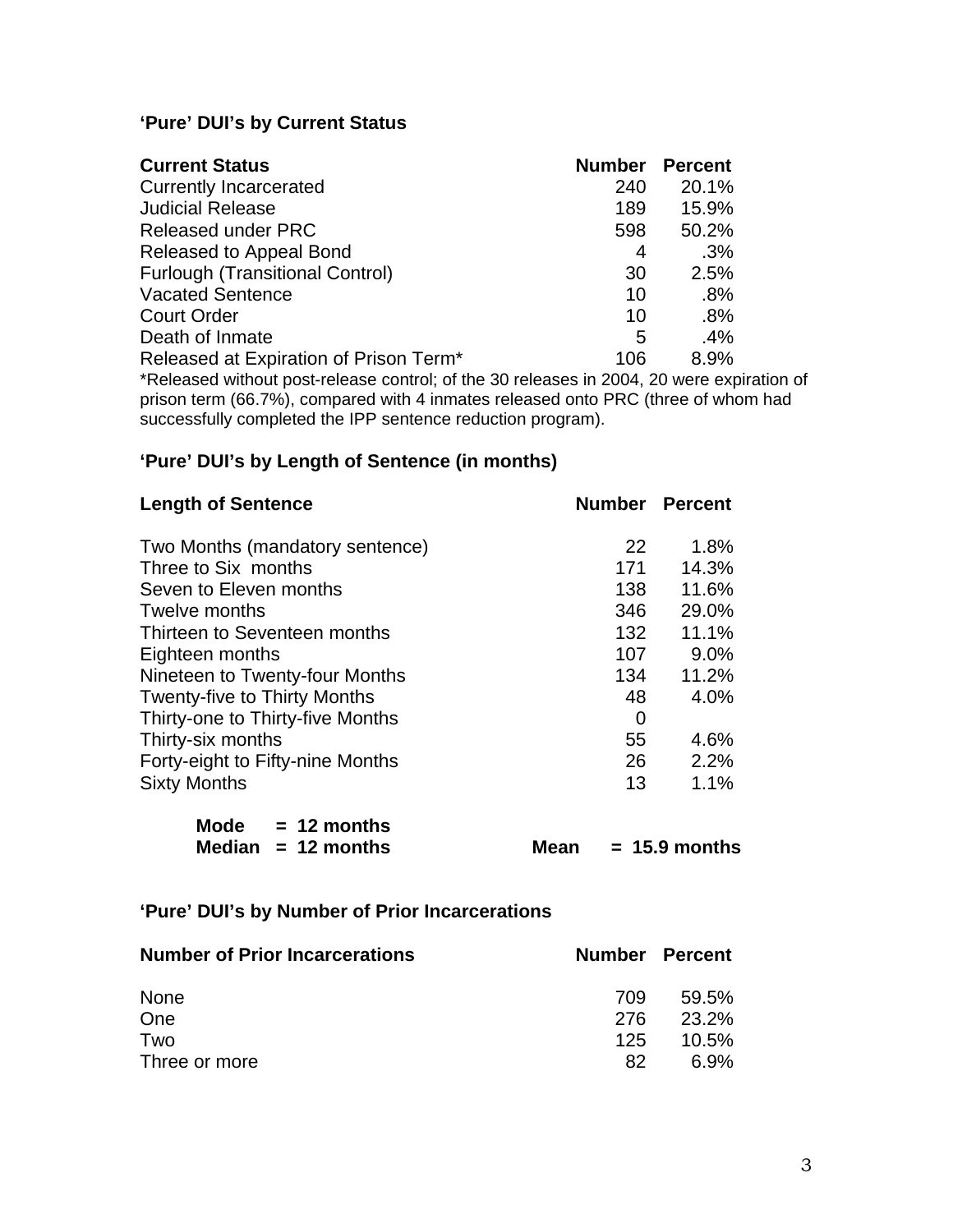### 'Pure' DUI's by Current Status

| Current Status | Number | Percent |
|---|---|---|
| Currently Incarcerated | 240 | 20.1% |
| Judicial Release | 189 | 15.9% |
| Released under PRC | 598 | 50.2% |
| Released to Appeal Bond | 4 | .3% |
| Furlough (Transitional Control) | 30 | 2.5% |
| Vacated Sentence | 10 | .8% |
| Court Order | 10 | .8% |
| Death of Inmate | 5 | .4% |
| Released at Expiration of Prison Term* | 106 | 8.9% |

*Released without post-release control; of the 30 releases in 2004, 20 were expiration of prison term (66.7%), compared with 4 inmates released onto PRC (three of whom had successfully completed the IPP sentence reduction program).

### 'Pure' DUI's by Length of Sentence (in months)

| Length of Sentence | Number | Percent |
|---|---|---|
| Two Months (mandatory sentence) | 22 | 1.8% |
| Three to Six months | 171 | 14.3% |
| Seven to Eleven months | 138 | 11.6% |
| Twelve months | 346 | 29.0% |
| Thirteen to Seventeen months | 132 | 11.1% |
| Eighteen months | 107 | 9.0% |
| Nineteen to Twenty-four Months | 134 | 11.2% |
| Twenty-five to Thirty Months | 48 | 4.0% |
| Thirty-one to Thirty-five Months | 0 | |
| Thirty-six months | 55 | 4.6% |
| Forty-eight to Fifty-nine Months | 26 | 2.2% |
| Sixty Months | 13 | 1.1% |

**Mode = 12 months**
**Median = 12 months** **Mean = 15.9 months**

### 'Pure' DUI's by Number of Prior Incarcerations

| Number of Prior Incarcerations | Number | Percent |
|---|---|---|
| None | 709 | 59.5% |
| One | 276 | 23.2% |
| Two | 125 | 10.5% |
| Three or more | 82 | 6.9% |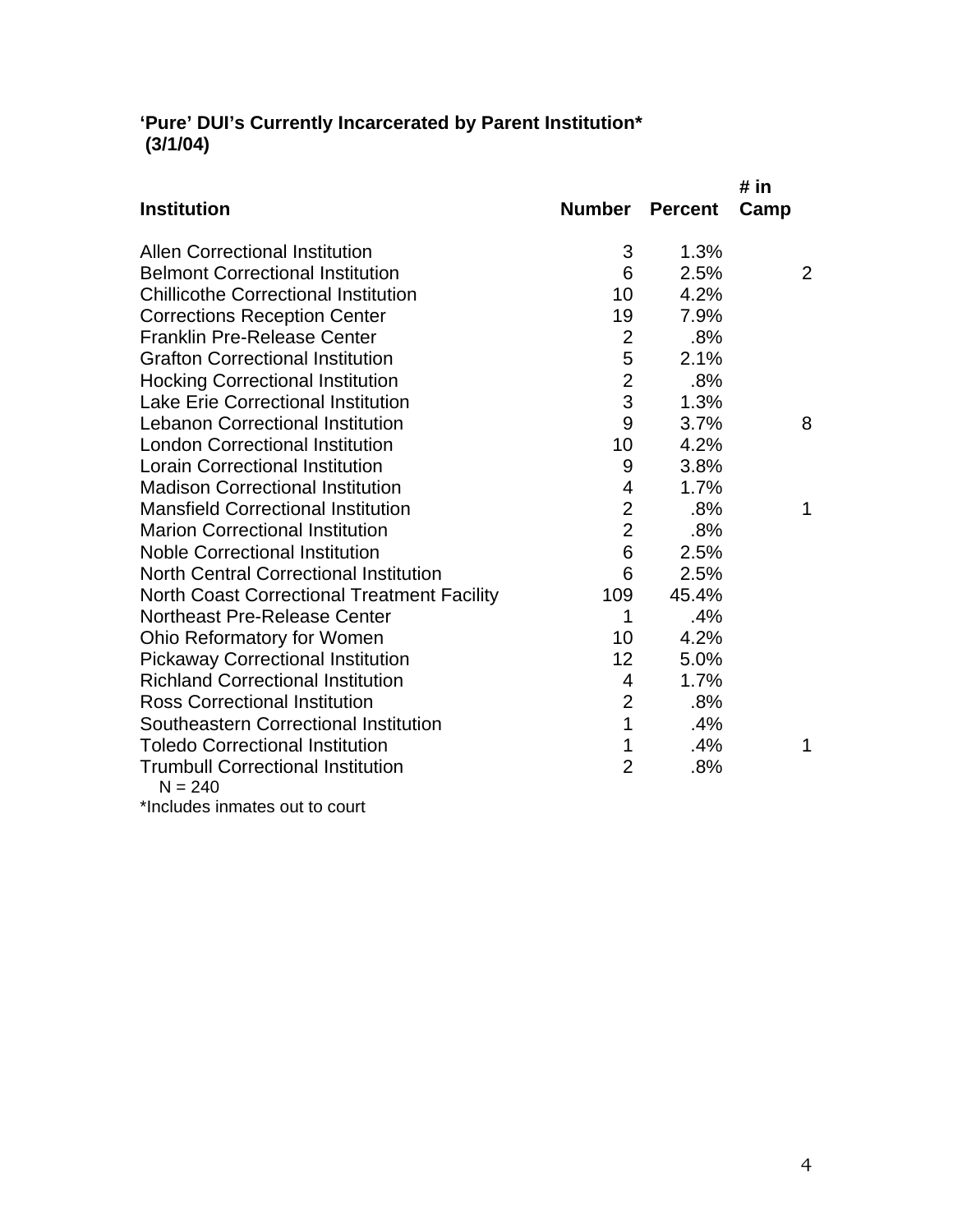**'Pure' DUI's Currently Incarcerated by Parent Institution***
**(3/1/04)**

| Institution | Number | Percent | # in Camp |
|---|---|---|---|
| Allen Correctional Institution | 3 | 1.3% | |
| Belmont Correctional Institution | 6 | 2.5% | 2 |
| Chillicothe Correctional Institution | 10 | 4.2% | |
| Corrections Reception Center | 19 | 7.9% | |
| Franklin Pre-Release Center | 2 | .8% | |
| Grafton Correctional Institution | 5 | 2.1% | |
| Hocking Correctional Institution | 2 | .8% | |
| Lake Erie Correctional Institution | 3 | 1.3% | |
| Lebanon Correctional Institution | 9 | 3.7% | 8 |
| London Correctional Institution | 10 | 4.2% | |
| Lorain Correctional Institution | 9 | 3.8% | |
| Madison Correctional Institution | 4 | 1.7% | |
| Mansfield Correctional Institution | 2 | .8% | 1 |
| Marion Correctional Institution | 2 | .8% | |
| Noble Correctional Institution | 6 | 2.5% | |
| North Central Correctional Institution | 6 | 2.5% | |
| North Coast Correctional Treatment Facility | 109 | 45.4% | |
| Northeast Pre-Release Center | 1 | .4% | |
| Ohio Reformatory for Women | 10 | 4.2% | |
| Pickaway Correctional Institution | 12 | 5.0% | |
| Richland Correctional Institution | 4 | 1.7% | |
| Ross Correctional Institution | 2 | .8% | |
| Southeastern Correctional Institution | 1 | .4% | |
| Toledo Correctional Institution | 1 | .4% | 1 |
| Trumbull Correctional Institution | 2 | .8% | |

N = 240

*Includes inmates out to court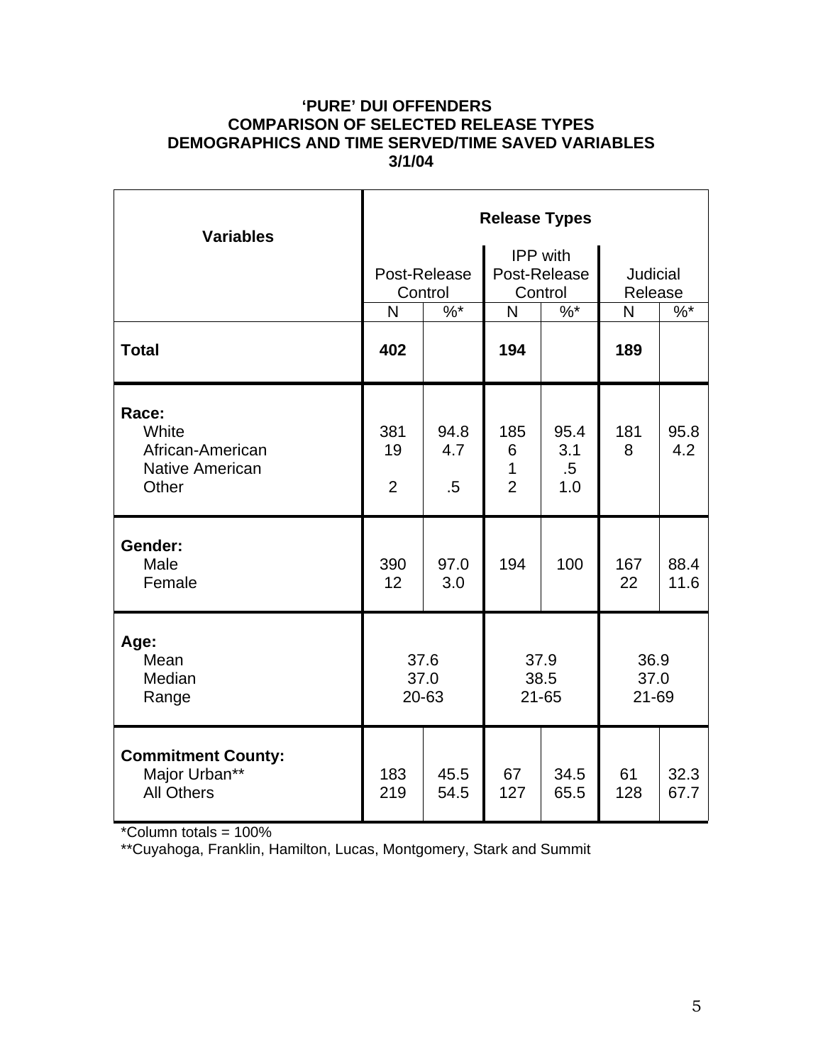**'PURE' DUI OFFENDERS**
**COMPARISON OF SELECTED RELEASE TYPES**
**DEMOGRAPHICS AND TIME SERVED/TIME SAVED VARIABLES**
**3/1/04**

| **Variables** | **Release Types** | | | | | |
|---|---|---|---|---|---|---|
| | Post-Release Control | | IPP with Post-Release Control | | Judicial Release | |
| | N | %* | N | %* | N | %* |
| **Total** | **402** | | **194** | | **189** | |
| **Race:** | | | | | | |
| White | 381 | 94.8 | 185 | 95.4 | 181 | 95.8 |
| African-American | 19 | 4.7 | 6 | 3.1 | 8 | 4.2 |
| Native American | | | 1 | .5 | | |
| Other | 2 | .5 | 2 | 1.0 | | |
| **Gender:** | | | | | | |
| Male | 390 | 97.0 | 194 | 100 | 167 | 88.4 |
| Female | 12 | 3.0 | | | 22 | 11.6 |
| **Age:** | | | | | | |
| Mean | 37.6 | | 37.9 | | 36.9 | |
| Median | 37.0 | | 38.5 | | 37.0 | |
| Range | 20-63 | | 21-65 | | 21-69 | |
| **Commitment County:** | | | | | | |
| Major Urban** | 183 | 45.5 | 67 | 34.5 | 61 | 32.3 |
| All Others | 219 | 54.5 | 127 | 65.5 | 128 | 67.7 |

*Column totals = 100%
**Cuyahoga, Franklin, Hamilton, Lucas, Montgomery, Stark and Summit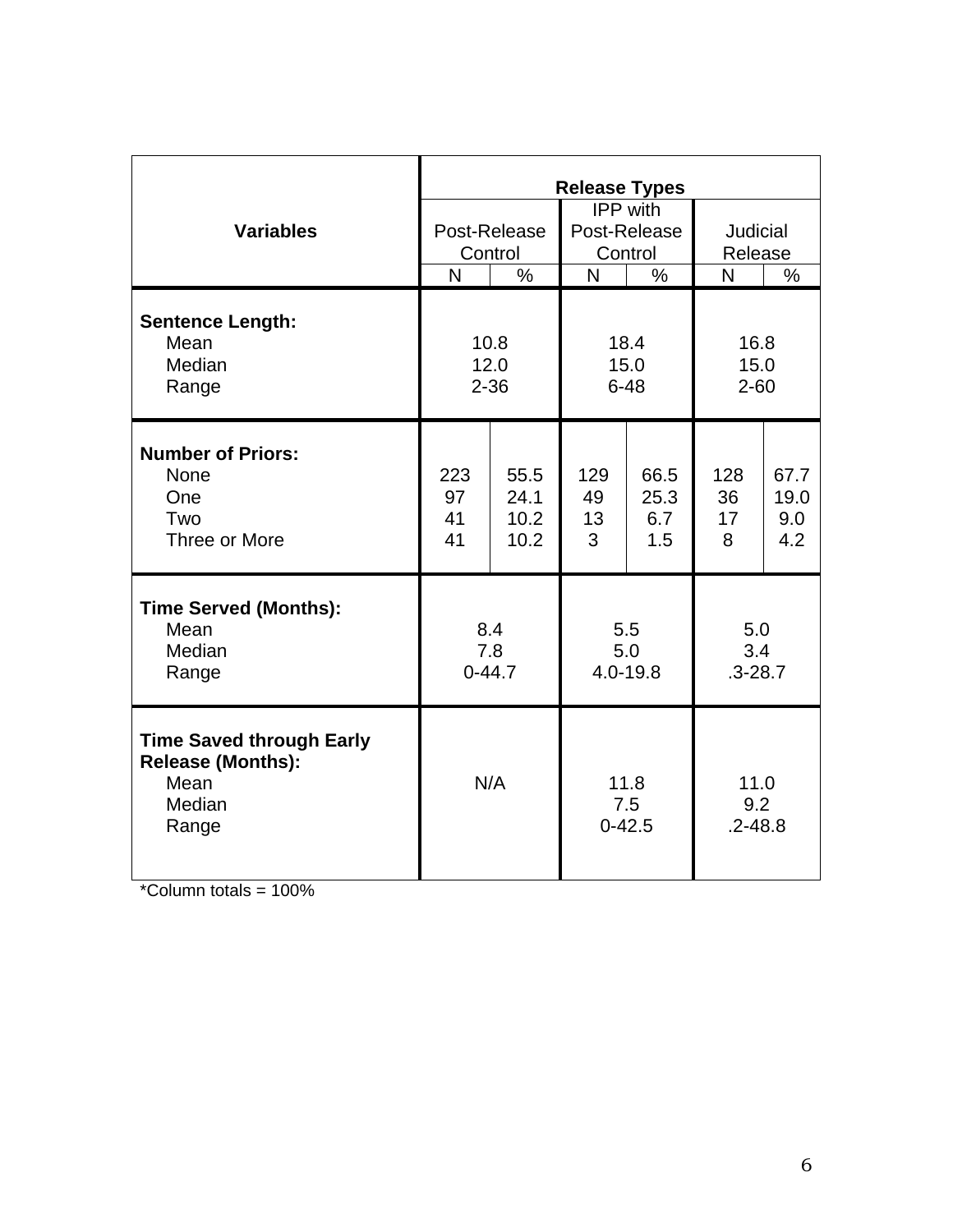| Variables | Release Types | | | | | |
|---|---|---|---|---|---|---|
| | Post-Release Control | | IPP with Post-Release Control | | Judicial Release | |
| | N | % | N | % | N | % |
| **Sentence Length:** | | | | | | |
| Mean | 10.8 | | 18.4 | | 16.8 | |
| Median | 12.0 | | 15.0 | | 15.0 | |
| Range | 2-36 | | 6-48 | | 2-60 | |
| **Number of Priors:** | | | | | | |
| None | 223 | 55.5 | 129 | 66.5 | 128 | 67.7 |
| One | 97 | 24.1 | 49 | 25.3 | 36 | 19.0 |
| Two | 41 | 10.2 | 13 | 6.7 | 17 | 9.0 |
| Three or More | 41 | 10.2 | 3 | 1.5 | 8 | 4.2 |
| **Time Served (Months):** | | | | | | |
| Mean | 8.4 | | 5.5 | | 5.0 | |
| Median | 7.8 | | 5.0 | | 3.4 | |
| Range | 0-44.7 | | 4.0-19.8 | | .3-28.7 | |
| **Time Saved through Early Release (Months):** | | | | | | |
| Mean | N/A | | 11.8 | | 11.0 | |
| Median | | | 7.5 | | 9.2 | |
| Range | | | 0-42.5 | | .2-48.8 | |

*Column totals = 100%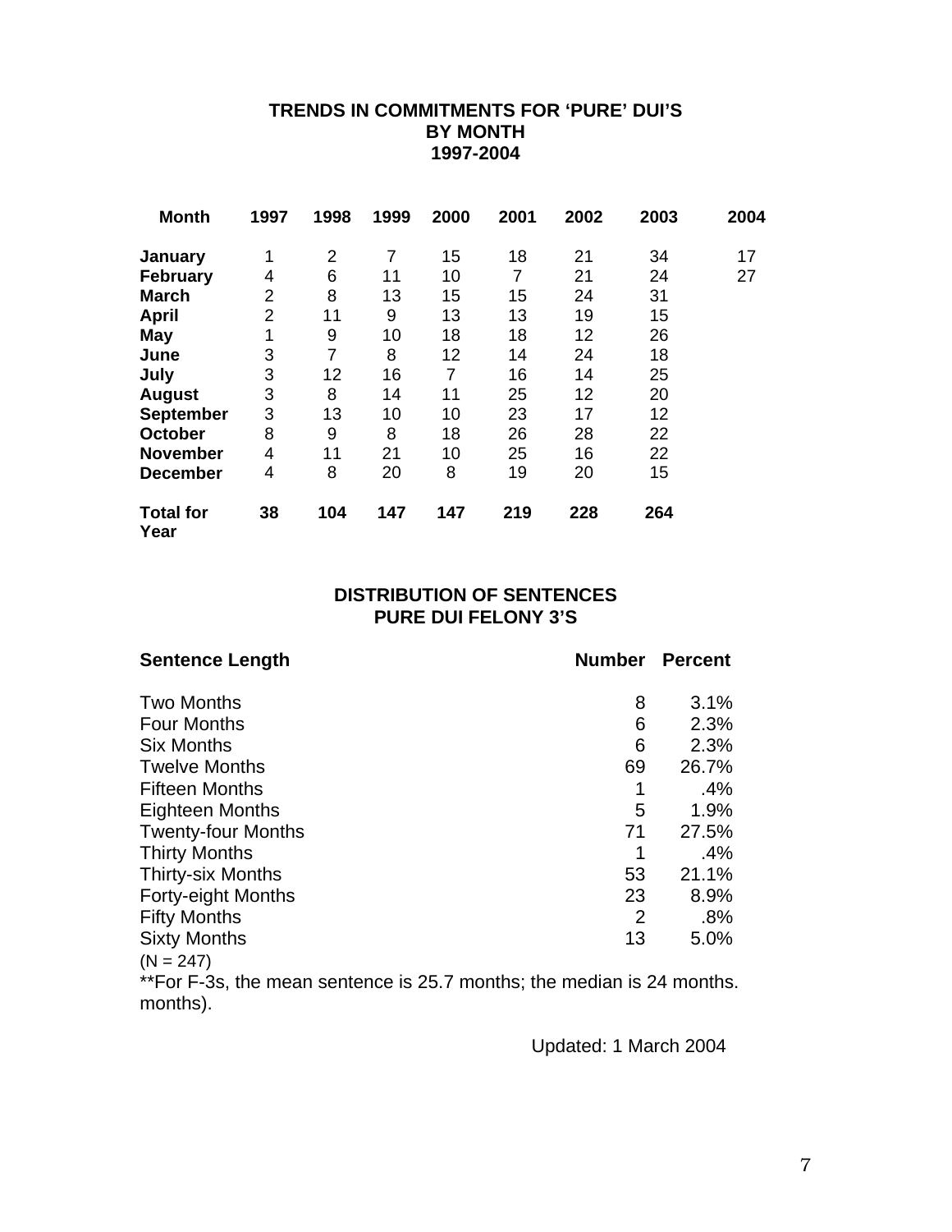### TRENDS IN COMMITMENTS FOR 'PURE' DUI'S
### BY MONTH
### 1997-2004

| Month | 1997 | 1998 | 1999 | 2000 | 2001 | 2002 | 2003 | 2004 |
|---|---|---|---|---|---|---|---|---|
| **January** | 1 | 2 | 7 | 15 | 18 | 21 | 34 | 17 |
| **February** | 4 | 6 | 11 | 10 | 7 | 21 | 24 | 27 |
| **March** | 2 | 8 | 13 | 15 | 15 | 24 | 31 | |
| **April** | 2 | 11 | 9 | 13 | 13 | 19 | 15 | |
| **May** | 1 | 9 | 10 | 18 | 18 | 12 | 26 | |
| **June** | 3 | 7 | 8 | 12 | 14 | 24 | 18 | |
| **July** | 3 | 12 | 16 | 7 | 16 | 14 | 25 | |
| **August** | 3 | 8 | 14 | 11 | 25 | 12 | 20 | |
| **September** | 3 | 13 | 10 | 10 | 23 | 17 | 12 | |
| **October** | 8 | 9 | 8 | 18 | 26 | 28 | 22 | |
| **November** | 4 | 11 | 21 | 10 | 25 | 16 | 22 | |
| **December** | 4 | 8 | 20 | 8 | 19 | 20 | 15 | |
| **Total for Year** | **38** | **104** | **147** | **147** | **219** | **228** | **264** | |

### DISTRIBUTION OF SENTENCES
### PURE DUI FELONY 3'S

| Sentence Length | Number | Percent |
|---|---|---|
| Two Months | 8 | 3.1% |
| Four Months | 6 | 2.3% |
| Six Months | 6 | 2.3% |
| Twelve Months | 69 | 26.7% |
| Fifteen Months | 1 | .4% |
| Eighteen Months | 5 | 1.9% |
| Twenty-four Months | 71 | 27.5% |
| Thirty Months | 1 | .4% |
| Thirty-six Months | 53 | 21.1% |
| Forty-eight Months | 23 | 8.9% |
| Fifty Months | 2 | .8% |
| Sixty Months | 13 | 5.0% |

(N = 247)

**For F-3s, the mean sentence is 25.7 months; the median is 24 months. months).

Updated: 1 March 2004